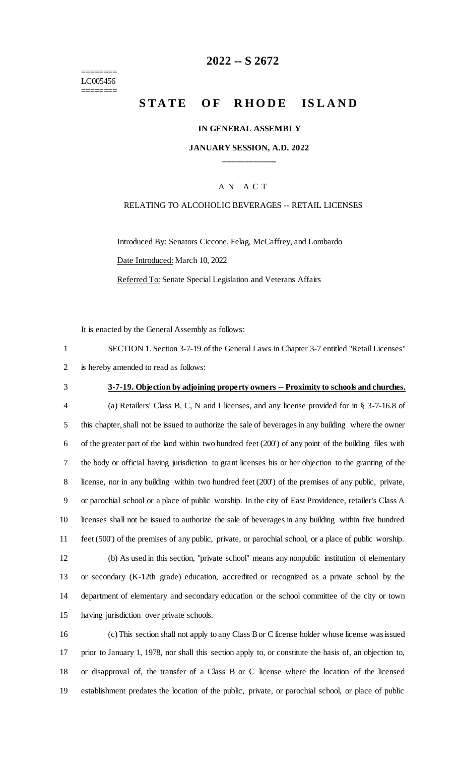========
LC005456
========

# 2022 -- S 2672

# STATE OF RHODE ISLAND

### IN GENERAL ASSEMBLY

### JANUARY SESSION, A.D. 2022

A N A C T

RELATING TO ALCOHOLIC BEVERAGES -- RETAIL LICENSES

Introduced By: Senators Ciccone, Felag, McCaffrey, and Lombardo

Date Introduced: March 10, 2022

Referred To: Senate Special Legislation and Veterans Affairs

It is enacted by the General Assembly as follows:

SECTION 1. Section 3-7-19 of the General Laws in Chapter 3-7 entitled "Retail Licenses" is hereby amended to read as follows:

**3-7-19. Objection by adjoining property owners -- Proximity to schools and churches.**

(a) Retailers' Class B, C, N and I licenses, and any license provided for in § 3-7-16.8 of this chapter, shall not be issued to authorize the sale of beverages in any building where the owner of the greater part of the land within two hundred feet (200') of any point of the building files with the body or official having jurisdiction to grant licenses his or her objection to the granting of the license, nor in any building within two hundred feet (200') of the premises of any public, private, or parochial school or a place of public worship. In the city of East Providence, retailer's Class A licenses shall not be issued to authorize the sale of beverages in any building within five hundred feet (500') of the premises of any public, private, or parochial school, or a place of public worship.

(b) As used in this section, "private school" means any nonpublic institution of elementary or secondary (K-12th grade) education, accredited or recognized as a private school by the department of elementary and secondary education or the school committee of the city or town having jurisdiction over private schools.

(c) This section shall not apply to any Class B or C license holder whose license was issued prior to January 1, 1978, nor shall this section apply to, or constitute the basis of, an objection to, or disapproval of, the transfer of a Class B or C license where the location of the licensed establishment predates the location of the public, private, or parochial school, or place of public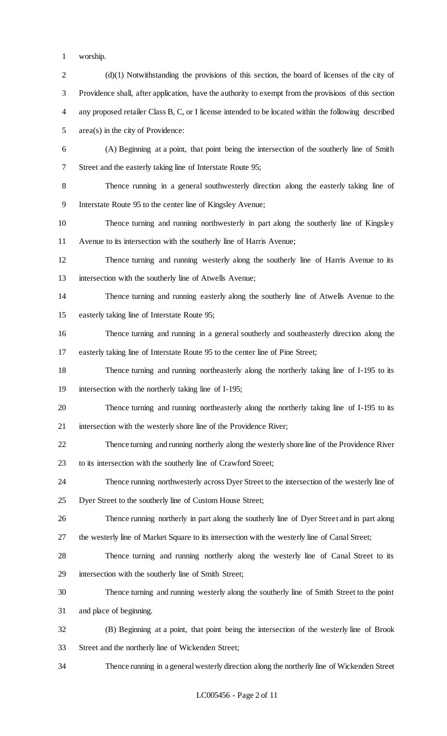worship.

(d)(1) Notwithstanding the provisions of this section, the board of licenses of the city of Providence shall, after application, have the authority to exempt from the provisions of this section any proposed retailer Class B, C, or I license intended to be located within the following described area(s) in the city of Providence:

(A) Beginning at a point, that point being the intersection of the southerly line of Smith Street and the easterly taking line of Interstate Route 95;

Thence running in a general southwesterly direction along the easterly taking line of Interstate Route 95 to the center line of Kingsley Avenue;

Thence turning and running northwesterly in part along the southerly line of Kingsley Avenue to its intersection with the southerly line of Harris Avenue;

Thence turning and running westerly along the southerly line of Harris Avenue to its intersection with the southerly line of Atwells Avenue;

Thence turning and running easterly along the southerly line of Atwells Avenue to the easterly taking line of Interstate Route 95;

Thence turning and running in a general southerly and southeasterly direction along the easterly taking line of Interstate Route 95 to the center line of Pine Street;

Thence turning and running northeasterly along the northerly taking line of I-195 to its intersection with the northerly taking line of I-195;

Thence turning and running northeasterly along the northerly taking line of I-195 to its intersection with the westerly shore line of the Providence River;

Thence turning and running northerly along the westerly shore line of the Providence River to its intersection with the southerly line of Crawford Street;

Thence running northwesterly across Dyer Street to the intersection of the westerly line of Dyer Street to the southerly line of Custom House Street;

Thence running northerly in part along the southerly line of Dyer Street and in part along the westerly line of Market Square to its intersection with the westerly line of Canal Street;

Thence turning and running northerly along the westerly line of Canal Street to its intersection with the southerly line of Smith Street;

Thence turning and running westerly along the southerly line of Smith Street to the point and place of beginning.

(B) Beginning at a point, that point being the intersection of the westerly line of Brook Street and the northerly line of Wickenden Street;

Thence running in a general westerly direction along the northerly line of Wickenden Street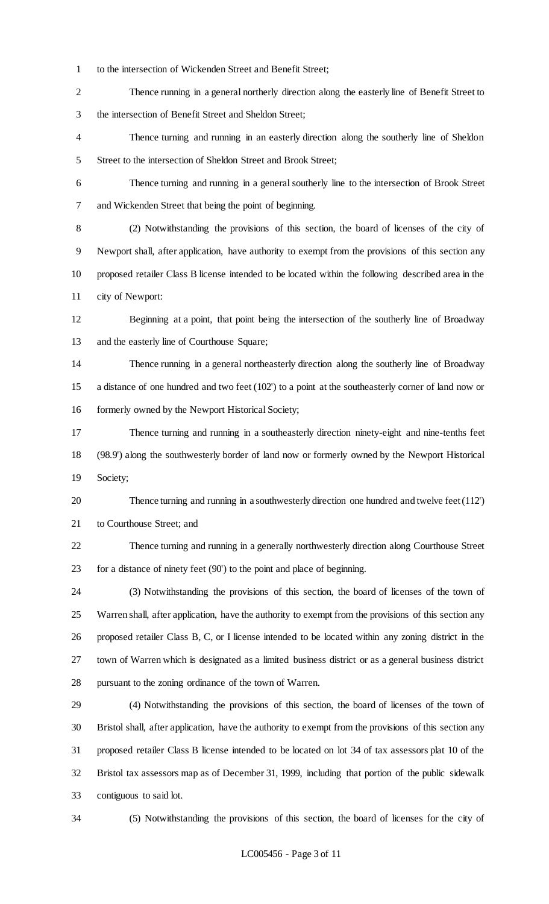to the intersection of Wickenden Street and Benefit Street;

Thence running in a general northerly direction along the easterly line of Benefit Street to the intersection of Benefit Street and Sheldon Street;

Thence turning and running in an easterly direction along the southerly line of Sheldon Street to the intersection of Sheldon Street and Brook Street;

Thence turning and running in a general southerly line to the intersection of Brook Street and Wickenden Street that being the point of beginning.

(2) Notwithstanding the provisions of this section, the board of licenses of the city of Newport shall, after application, have authority to exempt from the provisions of this section any proposed retailer Class B license intended to be located within the following described area in the city of Newport:

Beginning at a point, that point being the intersection of the southerly line of Broadway and the easterly line of Courthouse Square;

Thence running in a general northeasterly direction along the southerly line of Broadway a distance of one hundred and two feet (102') to a point at the southeasterly corner of land now or formerly owned by the Newport Historical Society;

Thence turning and running in a southeasterly direction ninety-eight and nine-tenths feet (98.9') along the southwesterly border of land now or formerly owned by the Newport Historical Society;

Thence turning and running in a southwesterly direction one hundred and twelve feet (112') to Courthouse Street; and

Thence turning and running in a generally northwesterly direction along Courthouse Street for a distance of ninety feet (90') to the point and place of beginning.

(3) Notwithstanding the provisions of this section, the board of licenses of the town of Warren shall, after application, have the authority to exempt from the provisions of this section any proposed retailer Class B, C, or I license intended to be located within any zoning district in the town of Warren which is designated as a limited business district or as a general business district pursuant to the zoning ordinance of the town of Warren.

(4) Notwithstanding the provisions of this section, the board of licenses of the town of Bristol shall, after application, have the authority to exempt from the provisions of this section any proposed retailer Class B license intended to be located on lot 34 of tax assessors plat 10 of the Bristol tax assessors map as of December 31, 1999, including that portion of the public sidewalk contiguous to said lot.

(5) Notwithstanding the provisions of this section, the board of licenses for the city of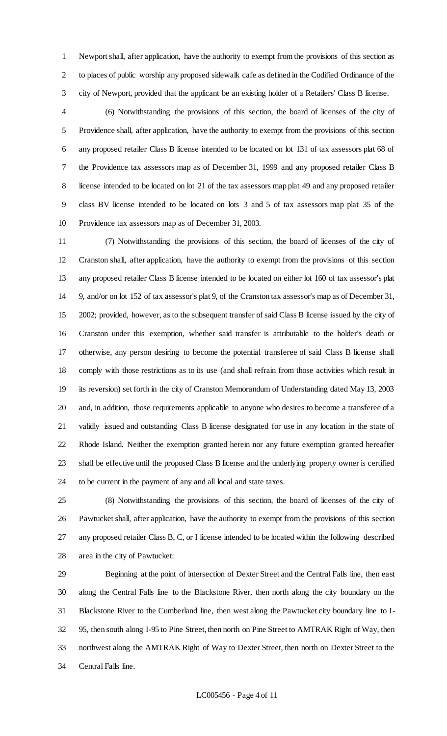Newport shall, after application, have the authority to exempt from the provisions of this section as to places of public worship any proposed sidewalk cafe as defined in the Codified Ordinance of the city of Newport, provided that the applicant be an existing holder of a Retailers' Class B license.

(6) Notwithstanding the provisions of this section, the board of licenses of the city of Providence shall, after application, have the authority to exempt from the provisions of this section any proposed retailer Class B license intended to be located on lot 131 of tax assessors plat 68 of the Providence tax assessors map as of December 31, 1999 and any proposed retailer Class B license intended to be located on lot 21 of the tax assessors map plat 49 and any proposed retailer class BV license intended to be located on lots 3 and 5 of tax assessors map plat 35 of the Providence tax assessors map as of December 31, 2003.

(7) Notwithstanding the provisions of this section, the board of licenses of the city of Cranston shall, after application, have the authority to exempt from the provisions of this section any proposed retailer Class B license intended to be located on either lot 160 of tax assessor's plat 9, and/or on lot 152 of tax assessor's plat 9, of the Cranston tax assessor's map as of December 31, 2002; provided, however, as to the subsequent transfer of said Class B license issued by the city of Cranston under this exemption, whether said transfer is attributable to the holder's death or otherwise, any person desiring to become the potential transferee of said Class B license shall comply with those restrictions as to its use (and shall refrain from those activities which result in its reversion) set forth in the city of Cranston Memorandum of Understanding dated May 13, 2003 and, in addition, those requirements applicable to anyone who desires to become a transferee of a validly issued and outstanding Class B license designated for use in any location in the state of Rhode Island. Neither the exemption granted herein nor any future exemption granted hereafter shall be effective until the proposed Class B license and the underlying property owner is certified to be current in the payment of any and all local and state taxes.

(8) Notwithstanding the provisions of this section, the board of licenses of the city of Pawtucket shall, after application, have the authority to exempt from the provisions of this section any proposed retailer Class B, C, or I license intended to be located within the following described area in the city of Pawtucket:

Beginning at the point of intersection of Dexter Street and the Central Falls line, then east along the Central Falls line to the Blackstone River, then north along the city boundary on the Blackstone River to the Cumberland line, then west along the Pawtucket city boundary line to I-95, then south along I-95 to Pine Street, then north on Pine Street to AMTRAK Right of Way, then northwest along the AMTRAK Right of Way to Dexter Street, then north on Dexter Street to the Central Falls line.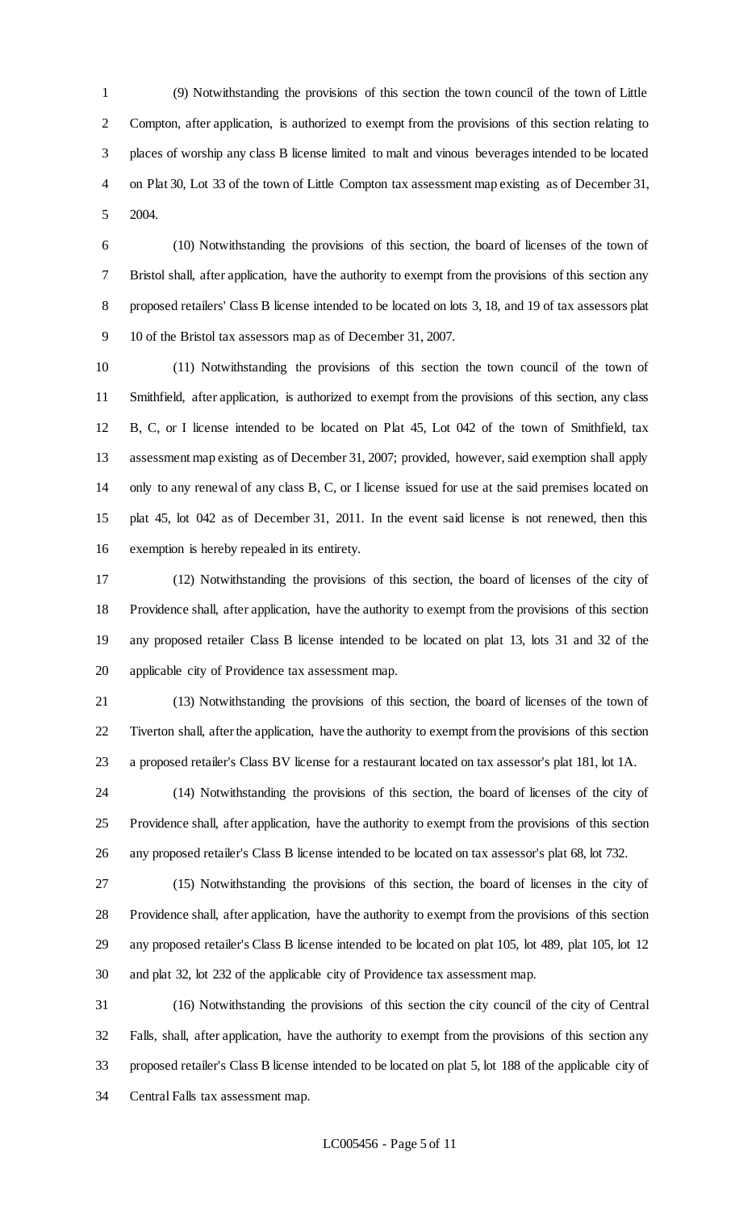(9) Notwithstanding the provisions of this section the town council of the town of Little Compton, after application, is authorized to exempt from the provisions of this section relating to places of worship any class B license limited to malt and vinous beverages intended to be located on Plat 30, Lot 33 of the town of Little Compton tax assessment map existing as of December 31, 2004.

(10) Notwithstanding the provisions of this section, the board of licenses of the town of Bristol shall, after application, have the authority to exempt from the provisions of this section any proposed retailers' Class B license intended to be located on lots 3, 18, and 19 of tax assessors plat 10 of the Bristol tax assessors map as of December 31, 2007.

(11) Notwithstanding the provisions of this section the town council of the town of Smithfield, after application, is authorized to exempt from the provisions of this section, any class B, C, or I license intended to be located on Plat 45, Lot 042 of the town of Smithfield, tax assessment map existing as of December 31, 2007; provided, however, said exemption shall apply only to any renewal of any class B, C, or I license issued for use at the said premises located on plat 45, lot 042 as of December 31, 2011. In the event said license is not renewed, then this exemption is hereby repealed in its entirety.

(12) Notwithstanding the provisions of this section, the board of licenses of the city of Providence shall, after application, have the authority to exempt from the provisions of this section any proposed retailer Class B license intended to be located on plat 13, lots 31 and 32 of the applicable city of Providence tax assessment map.

(13) Notwithstanding the provisions of this section, the board of licenses of the town of Tiverton shall, after the application, have the authority to exempt from the provisions of this section a proposed retailer's Class BV license for a restaurant located on tax assessor's plat 181, lot 1A.

(14) Notwithstanding the provisions of this section, the board of licenses of the city of Providence shall, after application, have the authority to exempt from the provisions of this section any proposed retailer's Class B license intended to be located on tax assessor's plat 68, lot 732.

(15) Notwithstanding the provisions of this section, the board of licenses in the city of Providence shall, after application, have the authority to exempt from the provisions of this section any proposed retailer's Class B license intended to be located on plat 105, lot 489, plat 105, lot 12 and plat 32, lot 232 of the applicable city of Providence tax assessment map.

(16) Notwithstanding the provisions of this section the city council of the city of Central Falls, shall, after application, have the authority to exempt from the provisions of this section any proposed retailer's Class B license intended to be located on plat 5, lot 188 of the applicable city of Central Falls tax assessment map.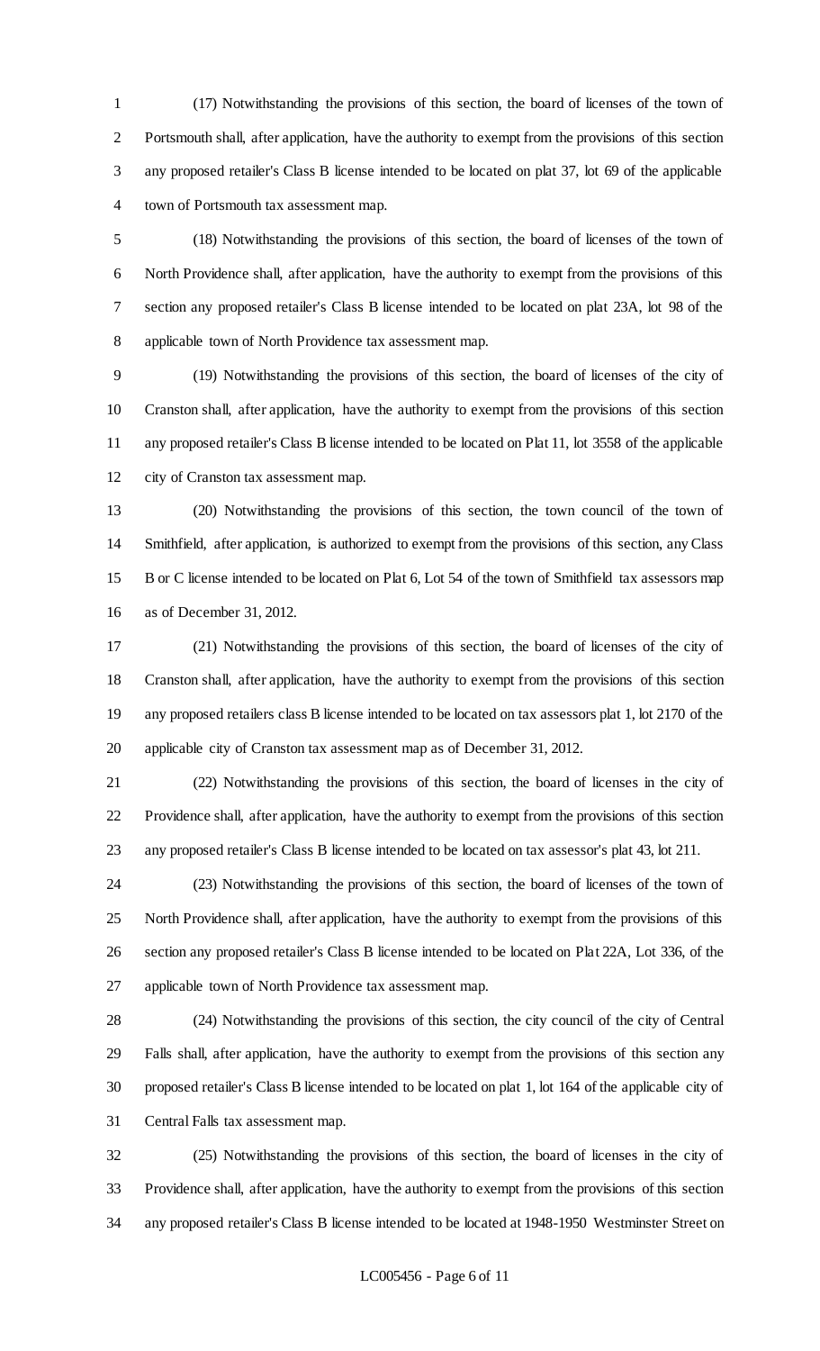(17) Notwithstanding the provisions of this section, the board of licenses of the town of Portsmouth shall, after application, have the authority to exempt from the provisions of this section any proposed retailer's Class B license intended to be located on plat 37, lot 69 of the applicable town of Portsmouth tax assessment map.

(18) Notwithstanding the provisions of this section, the board of licenses of the town of North Providence shall, after application, have the authority to exempt from the provisions of this section any proposed retailer's Class B license intended to be located on plat 23A, lot 98 of the applicable town of North Providence tax assessment map.

(19) Notwithstanding the provisions of this section, the board of licenses of the city of Cranston shall, after application, have the authority to exempt from the provisions of this section any proposed retailer's Class B license intended to be located on Plat 11, lot 3558 of the applicable city of Cranston tax assessment map.

(20) Notwithstanding the provisions of this section, the town council of the town of Smithfield, after application, is authorized to exempt from the provisions of this section, any Class B or C license intended to be located on Plat 6, Lot 54 of the town of Smithfield tax assessors map as of December 31, 2012.

(21) Notwithstanding the provisions of this section, the board of licenses of the city of Cranston shall, after application, have the authority to exempt from the provisions of this section any proposed retailers class B license intended to be located on tax assessors plat 1, lot 2170 of the applicable city of Cranston tax assessment map as of December 31, 2012.

(22) Notwithstanding the provisions of this section, the board of licenses in the city of Providence shall, after application, have the authority to exempt from the provisions of this section any proposed retailer's Class B license intended to be located on tax assessor's plat 43, lot 211.

(23) Notwithstanding the provisions of this section, the board of licenses of the town of North Providence shall, after application, have the authority to exempt from the provisions of this section any proposed retailer's Class B license intended to be located on Plat 22A, Lot 336, of the applicable town of North Providence tax assessment map.

(24) Notwithstanding the provisions of this section, the city council of the city of Central Falls shall, after application, have the authority to exempt from the provisions of this section any proposed retailer's Class B license intended to be located on plat 1, lot 164 of the applicable city of Central Falls tax assessment map.

(25) Notwithstanding the provisions of this section, the board of licenses in the city of Providence shall, after application, have the authority to exempt from the provisions of this section any proposed retailer's Class B license intended to be located at 1948-1950 Westminster Street on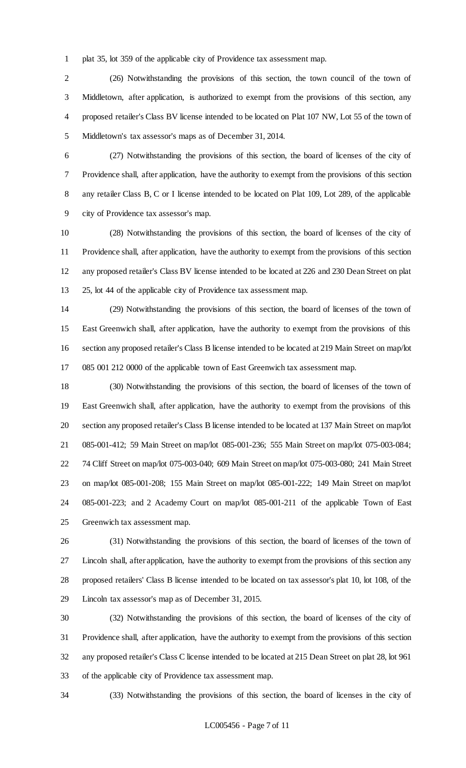plat 35, lot 359 of the applicable city of Providence tax assessment map.

(26) Notwithstanding the provisions of this section, the town council of the town of Middletown, after application, is authorized to exempt from the provisions of this section, any proposed retailer's Class BV license intended to be located on Plat 107 NW, Lot 55 of the town of Middletown's tax assessor's maps as of December 31, 2014.

(27) Notwithstanding the provisions of this section, the board of licenses of the city of Providence shall, after application, have the authority to exempt from the provisions of this section any retailer Class B, C or I license intended to be located on Plat 109, Lot 289, of the applicable city of Providence tax assessor's map.

(28) Notwithstanding the provisions of this section, the board of licenses of the city of Providence shall, after application, have the authority to exempt from the provisions of this section any proposed retailer's Class BV license intended to be located at 226 and 230 Dean Street on plat 25, lot 44 of the applicable city of Providence tax assessment map.

(29) Notwithstanding the provisions of this section, the board of licenses of the town of East Greenwich shall, after application, have the authority to exempt from the provisions of this section any proposed retailer's Class B license intended to be located at 219 Main Street on map/lot 085 001 212 0000 of the applicable town of East Greenwich tax assessment map.

(30) Notwithstanding the provisions of this section, the board of licenses of the town of East Greenwich shall, after application, have the authority to exempt from the provisions of this section any proposed retailer's Class B license intended to be located at 137 Main Street on map/lot 085-001-412; 59 Main Street on map/lot 085-001-236; 555 Main Street on map/lot 075-003-084; 74 Cliff Street on map/lot 075-003-040; 609 Main Street on map/lot 075-003-080; 241 Main Street on map/lot 085-001-208; 155 Main Street on map/lot 085-001-222; 149 Main Street on map/lot 085-001-223; and 2 Academy Court on map/lot 085-001-211 of the applicable Town of East Greenwich tax assessment map.

(31) Notwithstanding the provisions of this section, the board of licenses of the town of Lincoln shall, after application, have the authority to exempt from the provisions of this section any proposed retailers' Class B license intended to be located on tax assessor's plat 10, lot 108, of the Lincoln tax assessor's map as of December 31, 2015.

(32) Notwithstanding the provisions of this section, the board of licenses of the city of Providence shall, after application, have the authority to exempt from the provisions of this section any proposed retailer's Class C license intended to be located at 215 Dean Street on plat 28, lot 961 of the applicable city of Providence tax assessment map.

(33) Notwithstanding the provisions of this section, the board of licenses in the city of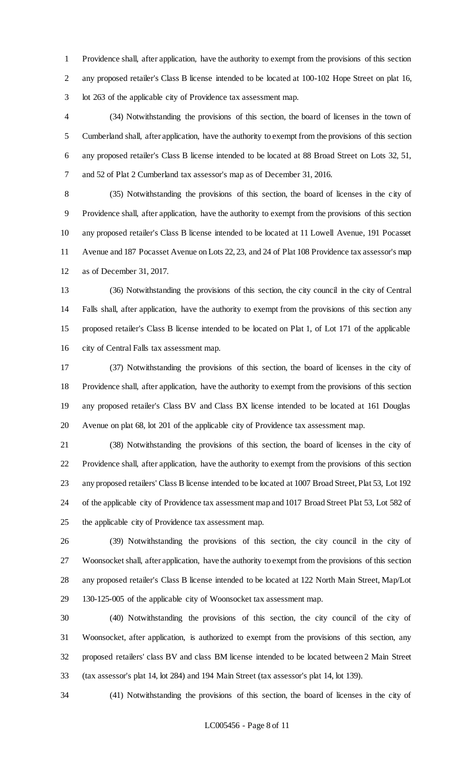Providence shall, after application, have the authority to exempt from the provisions of this section any proposed retailer's Class B license intended to be located at 100-102 Hope Street on plat 16, lot 263 of the applicable city of Providence tax assessment map.

(34) Notwithstanding the provisions of this section, the board of licenses in the town of Cumberland shall, after application, have the authority to exempt from the provisions of this section any proposed retailer's Class B license intended to be located at 88 Broad Street on Lots 32, 51, and 52 of Plat 2 Cumberland tax assessor's map as of December 31, 2016.

(35) Notwithstanding the provisions of this section, the board of licenses in the city of Providence shall, after application, have the authority to exempt from the provisions of this section any proposed retailer's Class B license intended to be located at 11 Lowell Avenue, 191 Pocasset Avenue and 187 Pocasset Avenue on Lots 22, 23, and 24 of Plat 108 Providence tax assessor's map as of December 31, 2017.

(36) Notwithstanding the provisions of this section, the city council in the city of Central Falls shall, after application, have the authority to exempt from the provisions of this section any proposed retailer's Class B license intended to be located on Plat 1, of Lot 171 of the applicable city of Central Falls tax assessment map.

(37) Notwithstanding the provisions of this section, the board of licenses in the city of Providence shall, after application, have the authority to exempt from the provisions of this section any proposed retailer's Class BV and Class BX license intended to be located at 161 Douglas Avenue on plat 68, lot 201 of the applicable city of Providence tax assessment map.

(38) Notwithstanding the provisions of this section, the board of licenses in the city of Providence shall, after application, have the authority to exempt from the provisions of this section any proposed retailers' Class B license intended to be located at 1007 Broad Street, Plat 53, Lot 192 of the applicable city of Providence tax assessment map and 1017 Broad Street Plat 53, Lot 582 of the applicable city of Providence tax assessment map.

(39) Notwithstanding the provisions of this section, the city council in the city of Woonsocket shall, after application, have the authority to exempt from the provisions of this section any proposed retailer's Class B license intended to be located at 122 North Main Street, Map/Lot 130-125-005 of the applicable city of Woonsocket tax assessment map.

(40) Notwithstanding the provisions of this section, the city council of the city of Woonsocket, after application, is authorized to exempt from the provisions of this section, any proposed retailers' class BV and class BM license intended to be located between 2 Main Street (tax assessor's plat 14, lot 284) and 194 Main Street (tax assessor's plat 14, lot 139).

(41) Notwithstanding the provisions of this section, the board of licenses in the city of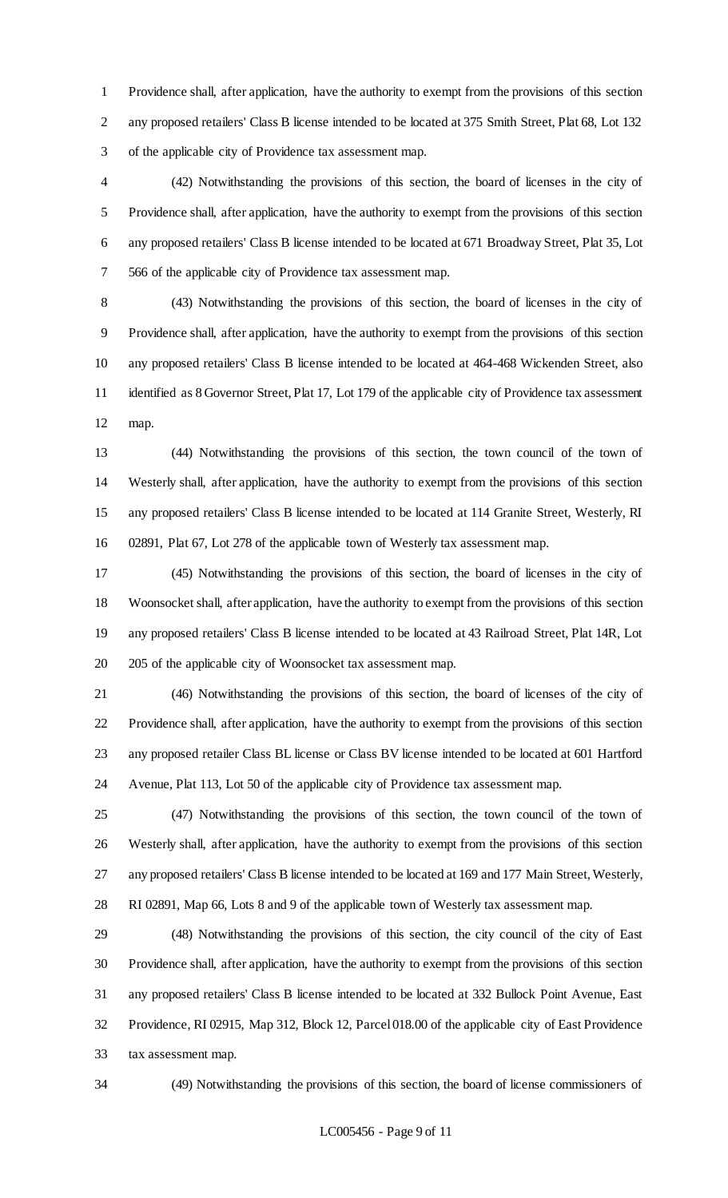Providence shall, after application, have the authority to exempt from the provisions of this section any proposed retailers' Class B license intended to be located at 375 Smith Street, Plat 68, Lot 132 of the applicable city of Providence tax assessment map.

(42) Notwithstanding the provisions of this section, the board of licenses in the city of Providence shall, after application, have the authority to exempt from the provisions of this section any proposed retailers' Class B license intended to be located at 671 Broadway Street, Plat 35, Lot 566 of the applicable city of Providence tax assessment map.

(43) Notwithstanding the provisions of this section, the board of licenses in the city of Providence shall, after application, have the authority to exempt from the provisions of this section any proposed retailers' Class B license intended to be located at 464-468 Wickenden Street, also identified as 8 Governor Street, Plat 17, Lot 179 of the applicable city of Providence tax assessment map.

(44) Notwithstanding the provisions of this section, the town council of the town of Westerly shall, after application, have the authority to exempt from the provisions of this section any proposed retailers' Class B license intended to be located at 114 Granite Street, Westerly, RI 02891, Plat 67, Lot 278 of the applicable town of Westerly tax assessment map.

(45) Notwithstanding the provisions of this section, the board of licenses in the city of Woonsocket shall, after application, have the authority to exempt from the provisions of this section any proposed retailers' Class B license intended to be located at 43 Railroad Street, Plat 14R, Lot 205 of the applicable city of Woonsocket tax assessment map.

(46) Notwithstanding the provisions of this section, the board of licenses of the city of Providence shall, after application, have the authority to exempt from the provisions of this section any proposed retailer Class BL license or Class BV license intended to be located at 601 Hartford Avenue, Plat 113, Lot 50 of the applicable city of Providence tax assessment map.

(47) Notwithstanding the provisions of this section, the town council of the town of Westerly shall, after application, have the authority to exempt from the provisions of this section any proposed retailers' Class B license intended to be located at 169 and 177 Main Street, Westerly, RI 02891, Map 66, Lots 8 and 9 of the applicable town of Westerly tax assessment map.

(48) Notwithstanding the provisions of this section, the city council of the city of East Providence shall, after application, have the authority to exempt from the provisions of this section any proposed retailers' Class B license intended to be located at 332 Bullock Point Avenue, East Providence, RI 02915, Map 312, Block 12, Parcel 018.00 of the applicable city of East Providence tax assessment map.

(49) Notwithstanding the provisions of this section, the board of license commissioners of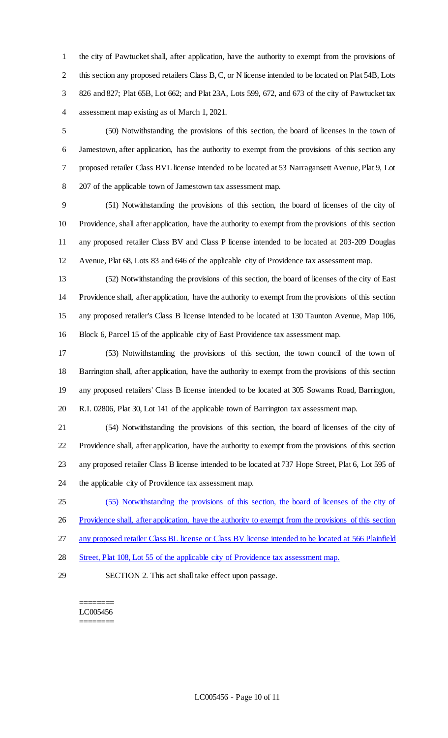the city of Pawtucket shall, after application, have the authority to exempt from the provisions of this section any proposed retailers Class B, C, or N license intended to be located on Plat 54B, Lots 826 and 827; Plat 65B, Lot 662; and Plat 23A, Lots 599, 672, and 673 of the city of Pawtucket tax assessment map existing as of March 1, 2021.

(50) Notwithstanding the provisions of this section, the board of licenses in the town of Jamestown, after application, has the authority to exempt from the provisions of this section any proposed retailer Class BVL license intended to be located at 53 Narragansett Avenue, Plat 9, Lot 207 of the applicable town of Jamestown tax assessment map.

(51) Notwithstanding the provisions of this section, the board of licenses of the city of Providence, shall after application, have the authority to exempt from the provisions of this section any proposed retailer Class BV and Class P license intended to be located at 203-209 Douglas Avenue, Plat 68, Lots 83 and 646 of the applicable city of Providence tax assessment map.

(52) Notwithstanding the provisions of this section, the board of licenses of the city of East Providence shall, after application, have the authority to exempt from the provisions of this section any proposed retailer's Class B license intended to be located at 130 Taunton Avenue, Map 106, Block 6, Parcel 15 of the applicable city of East Providence tax assessment map.

(53) Notwithstanding the provisions of this section, the town council of the town of Barrington shall, after application, have the authority to exempt from the provisions of this section any proposed retailers' Class B license intended to be located at 305 Sowams Road, Barrington, R.I. 02806, Plat 30, Lot 141 of the applicable town of Barrington tax assessment map.

(54) Notwithstanding the provisions of this section, the board of licenses of the city of Providence shall, after application, have the authority to exempt from the provisions of this section any proposed retailer Class B license intended to be located at 737 Hope Street, Plat 6, Lot 595 of the applicable city of Providence tax assessment map.

(55) Notwithstanding the provisions of this section, the board of licenses of the city of Providence shall, after application, have the authority to exempt from the provisions of this section any proposed retailer Class BL license or Class BV license intended to be located at 566 Plainfield Street, Plat 108, Lot 55 of the applicable city of Providence tax assessment map.

SECTION 2. This act shall take effect upon passage.

========
LC005456
========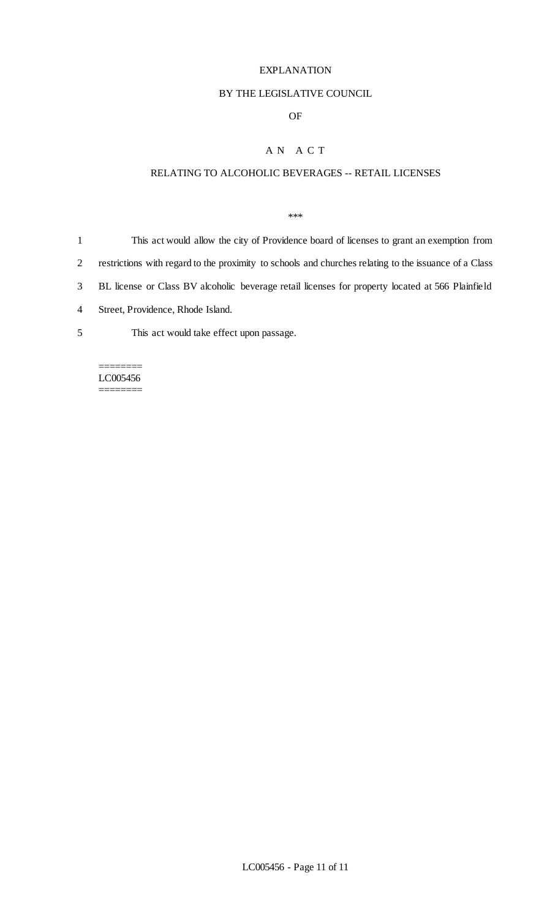EXPLANATION

BY THE LEGISLATIVE COUNCIL

OF

A N A C T

RELATING TO ALCOHOLIC BEVERAGES -- RETAIL LICENSES

\*\*\*

This act would allow the city of Providence board of licenses to grant an exemption from restrictions with regard to the proximity to schools and churches relating to the issuance of a Class BL license or Class BV alcoholic beverage retail licenses for property located at 566 Plainfield Street, Providence, Rhode Island.

This act would take effect upon passage.

========
LC005456
========